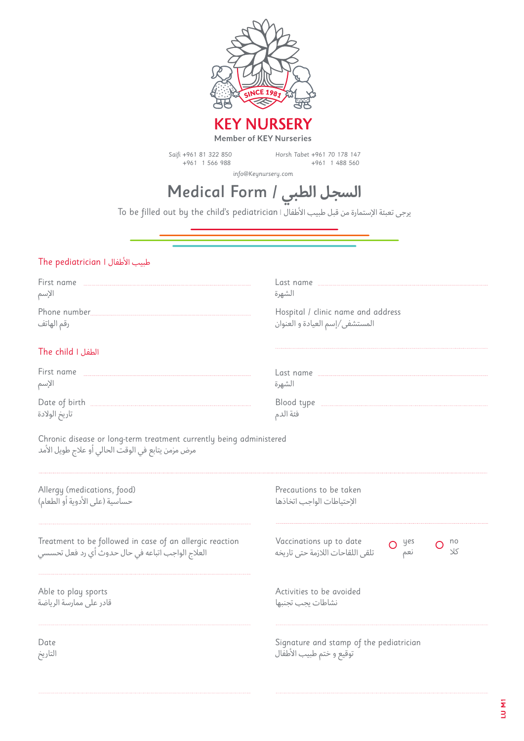# KEY NURSERY

Member of KEY Nurseries

Saifi +961 81 322 850
+961 1 566 988

Horsh Tabet +961 70 178 147
+961 1 488 560

info@Keynursery.com

# Medical Form / السجل الطبي

To be filled out by the child's pediatrician I يرجى تعبئة الإستمارة من قبل طبيب الأطفال

## The pediatrician I طبيب الأطفال

First name
الإسم

Last name
الشهرة

Phone number
رقم الهاتف

Hospital / clinic name and address
المستشفى/إسم العيادة و العنوان

## The child I الطفل

First name
الإسم

Last name
الشهرة

Date of birth
تاريخ الولادة

Blood type
فئة الدم

Chronic disease or long-term treatment currently being administered
مرض مزمن يتابع في الوقت الحالي أو علاج طويل الأمد

Allergy (medications, food)
حساسية (على الأدوية أو الطعام)

Precautions to be taken
الإحتياطات الواجب اتخاذها

Treatment to be followed in case of an allergic reaction
العلاج الواجب اتباعه في حال حدوث أي رد فعل تحسسي

Vaccinations up to date
تلقى اللقاحات اللازمة حتى تاريخه

○ yes نعم ○ no كلا

Able to play sports
قادر على ممارسة الرياضة

Activities to be avoided
نشاطات يجب تجنبها

Date
التاريخ

Signature and stamp of the pediatrician
توقيع و ختم طبيب الأطفال

LU M1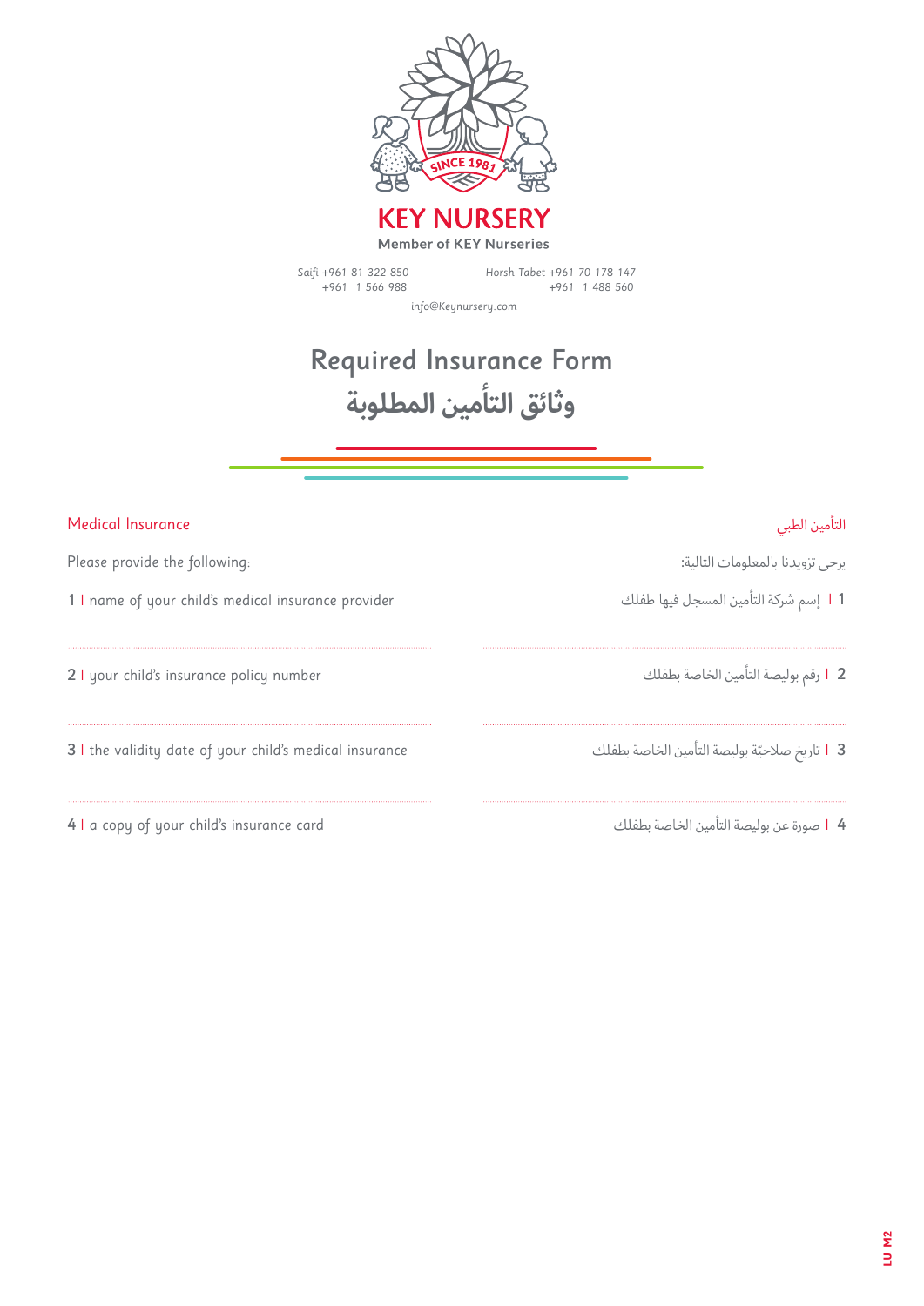# KEY NURSERY

Member of KEY Nurseries

Saifi +961 81 322 850
+961 1 566 988

Horsh Tabet +961 70 178 147
+961 1 488 560

info@Keynursery.com

# Required Insurance Form

# وثائق التأمين المطلوبة

## Medical Insurance

Please provide the following:

1 I name of your child's medical insurance provider

2 I your child's insurance policy number

3 I the validity date of your child's medical insurance

4 I a copy of your child's insurance card

## التأمين الطبي

يرجى تزويدنا بالمعلومات التالية:

1 I إسم شركة التأمين المسجل فيها طفلك

2 I رقم بوليصة التأمين الخاصة بطفلك

3 I تاريخ صلاحيّة بوليصة التأمين الخاصة بطفلك

4 I صورة عن بوليصة التأمين الخاصة بطفلك

LU M2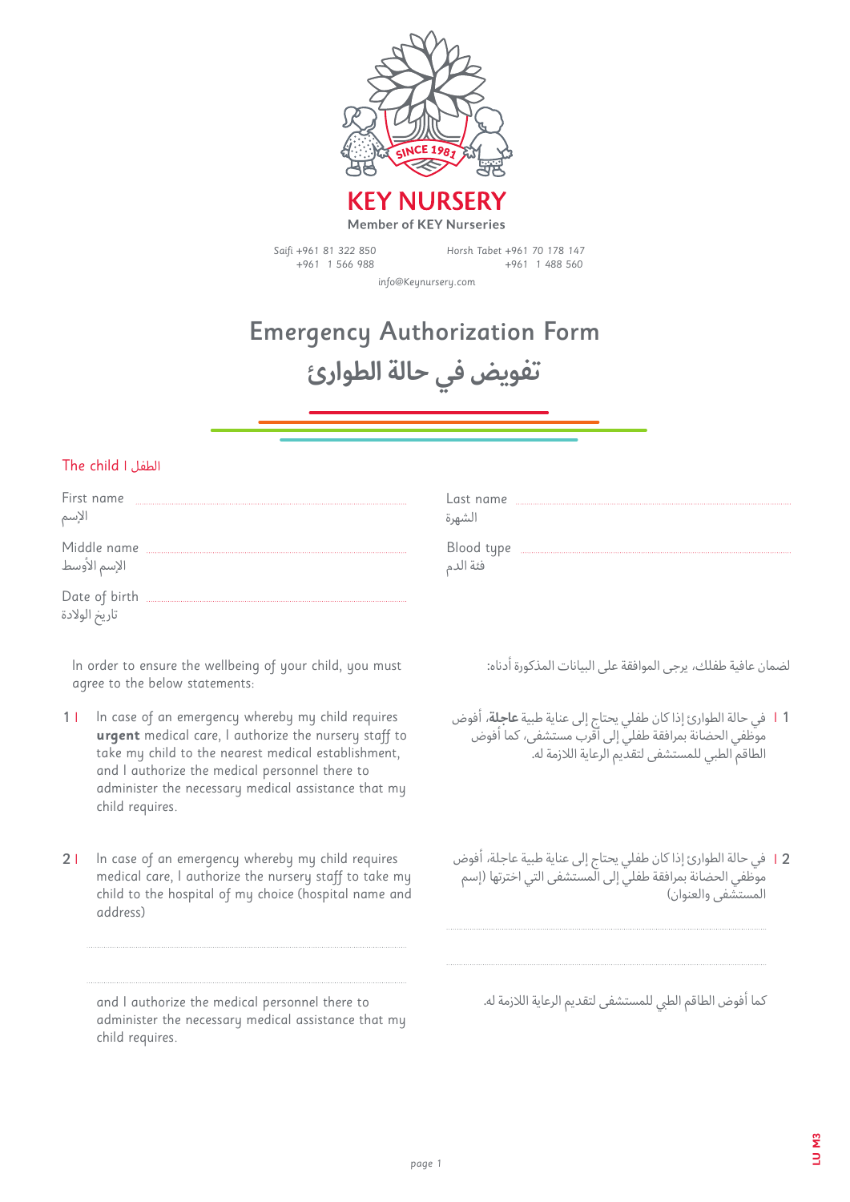# KEY NURSERY

Member of KEY Nurseries

Saifi +961 81 322 850
+961 1 566 988

Horsh Tabet +961 70 178 147
+961 1 488 560

info@Keynursery.com

# Emergency Authorization Form

# تفويض في حالة الطوارئ

## The child I الطفل

First name ............................ الإسم

Last name ............................ الشهرة

Middle name ............................ الإسم الأوسط

Blood type ............................ فئة الدم

Date of birth ............................ تاريخ الولادة

In order to ensure the wellbeing of your child, you must agree to the below statements:

لضمان عافية طفلك، يرجى الموافقة على البيانات المذكورة أدناه:

1 I In case of an emergency whereby my child requires **urgent** medical care, I authorize the nursery staff to take my child to the nearest medical establishment, and I authorize the medical personnel there to administer the necessary medical assistance that my child requires.

1 I في حالة الطوارئ إذا كان طفلي يحتاج إلى عناية طبية **عاجلة**، أفوض موظفي الحضانة بمرافقة طفلي إلى أقرب مستشفى، كما أفوض الطاقم الطبي للمستشفى لتقديم الرعاية اللازمة له.

2 I In case of an emergency whereby my child requires medical care, I authorize the nursery staff to take my child to the hospital of my choice (hospital name and address)

..............................................................................

..............................................................................

and I authorize the medical personnel there to administer the necessary medical assistance that my child requires.

2 I في حالة الطوارئ إذا كان طفلي يحتاج إلى عناية طبية عاجلة، أفوض موظفي الحضانة بمرافقة طفلي إلى المستشفى التي اخترتها (إسم المستشفى والعنوان)

..............................................................................

..............................................................................

كما أفوض الطاقم الطبي للمستشفى لتقديم الرعاية اللازمة له.

LU M3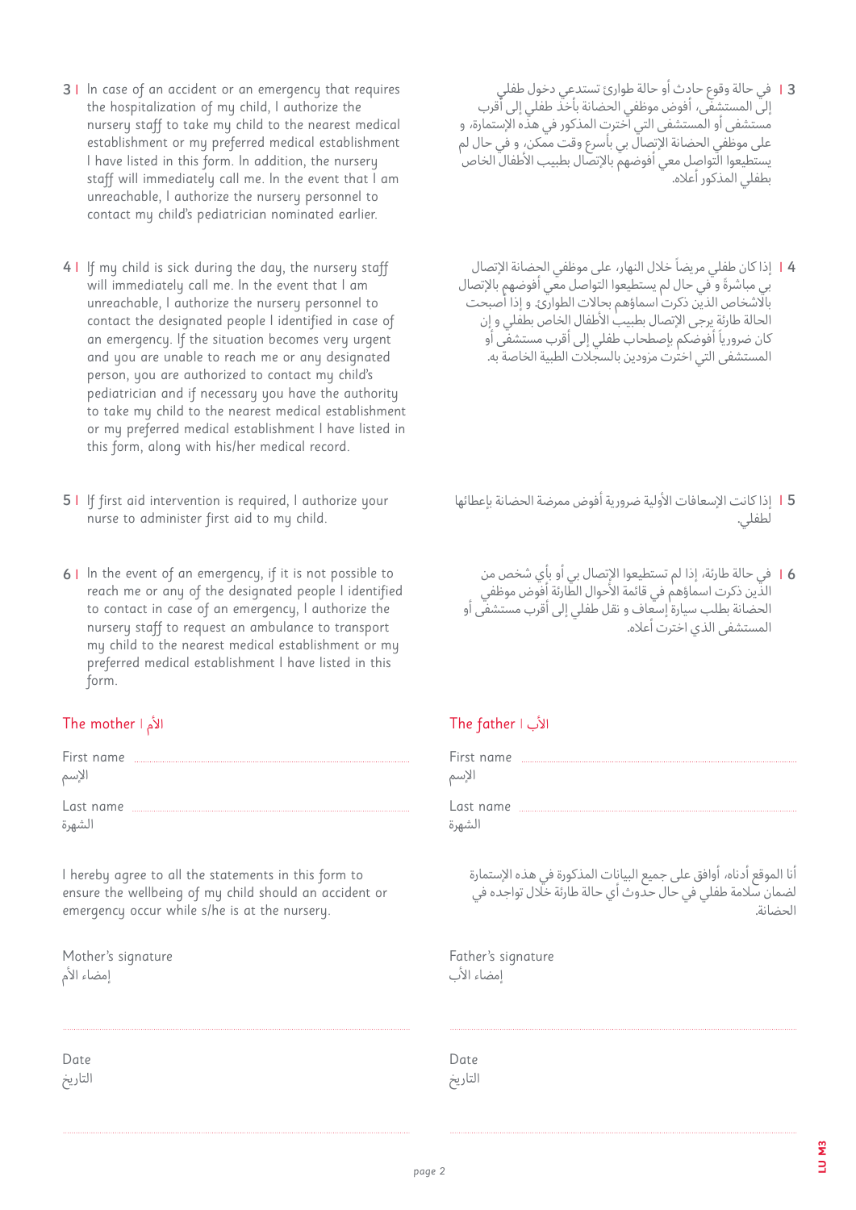3 | In case of an accident or an emergency that requires the hospitalization of my child, I authorize the nursery staff to take my child to the nearest medical establishment or my preferred medical establishment I have listed in this form. In addition, the nursery staff will immediately call me. In the event that I am unreachable, I authorize the nursery personnel to contact my child's pediatrician nominated earlier.

3 | في حالة وقوع حادث أو حالة طوارئ تستدعي دخول طفلي إلى المستشفى، أفوض موظفي الحضانة بأخذ طفلي إلى أقرب مستشفى أو المستشفى التي اخترت المذكور في هذه الإستمارة، و على موظفي الحضانة الإتصال بي بأسرع وقت ممكن، و في حال لم يستطيعوا التواصل معي أفوضهم بالإتصال بطبيب الأطفال الخاص بطفلي المذكور أعلاه.

4 | If my child is sick during the day, the nursery staff will immediately call me. In the event that I am unreachable, I authorize the nursery personnel to contact the designated people I identified in case of an emergency. If the situation becomes very urgent and you are unable to reach me or any designated person, you are authorized to contact my child's pediatrician and if necessary you have the authority to take my child to the nearest medical establishment or my preferred medical establishment I have listed in this form, along with his/her medical record.

4 | إذا كان طفلي مريضاً خلال النهار، على موظفي الحضانة الإتصال بي مباشرةً و في حال لم يستطيعوا التواصل معي أفوضهم بالإتصال بالأشخاص الذين ذكرت اسماؤهم بحالات الطوارئ. و إذا أصبحت الحالة طارئة يرجى الإتصال بطبيب الأطفال الخاص بطفلي و إن كان ضرورياً أفوضكم بإصطحاب طفلي إلى أقرب مستشفى أو المستشفى التي اخترت مزودين بالسجلات الطبية الخاصة به.

5 | If first aid intervention is required, I authorize your nurse to administer first aid to my child.

5 | إذا كانت الإسعافات الأولية ضرورية أفوض ممرضة الحضانة بإعطائها لطفلي.

6 | In the event of an emergency, if it is not possible to reach me or any of the designated people I identified to contact in case of an emergency, I authorize the nursery staff to request an ambulance to transport my child to the nearest medical establishment or my preferred medical establishment I have listed in this form.

6 | في حالة طارئة، إذا لم تستطيعوا الإتصال بي أو بأي شخص من الذين ذكرت اسماؤهم في قائمة الأحوال الطارئة أفوض موظفي الحضانة بطلب سيارة إسعاف و نقل طفلي إلى أقرب مستشفى أو المستشفى الذي اخترت أعلاه.

## The mother | الأم

First name ................................................
الإسم

Last name ................................................
الشهرة

I hereby agree to all the statements in this form to ensure the wellbeing of my child should an accident or emergency occur while s/he is at the nursery.

Mother's signature
إمضاء الأم

................................................

Date
التاريخ

................................................

## The father | الأب

First name ................................................
الإسم

Last name ................................................
الشهرة

أنا الموقع أدناه، أوافق على جميع البيانات المذكورة في هذه الإستمارة لضمان سلامة طفلي في حال حدوث أي حالة طارئة خلال تواجده في الحضانة.

Father's signature
إمضاء الأب

................................................

Date
التاريخ

................................................

LU M3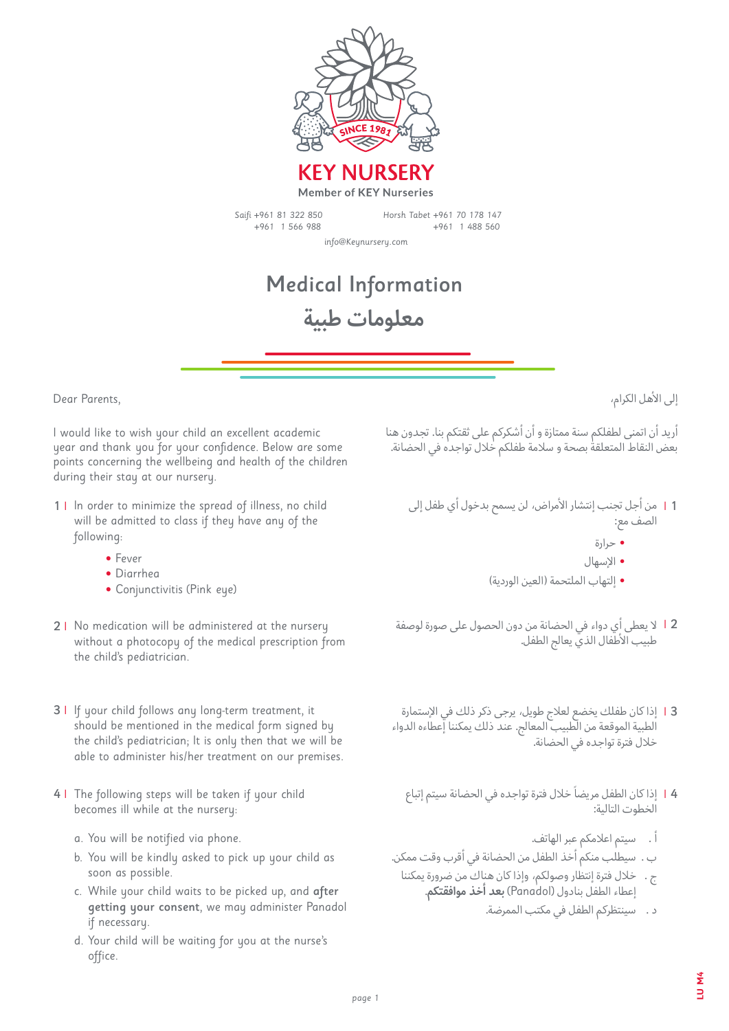# KEY NURSERY

Member of KEY Nurseries

Saifi +961 81 322 850
+961 1 566 988

Horsh Tabet +961 70 178 147
+961 1 488 560

info@Keynursery.com

## Medical Information

## معلومات طبية

Dear Parents,

I would like to wish your child an excellent academic year and thank you for your confidence. Below are some points concerning the wellbeing and health of the children during their stay at our nursery.

1 | In order to minimize the spread of illness, no child will be admitted to class if they have any of the following:

- Fever
- Diarrhea
- Conjunctivitis (Pink eye)

2 | No medication will be administered at the nursery without a photocopy of the medical prescription from the child's pediatrician.

3 | If your child follows any long-term treatment, it should be mentioned in the medical form signed by the child's pediatrician; It is only then that we will be able to administer his/her treatment on our premises.

4 | The following steps will be taken if your child becomes ill while at the nursery:

a. You will be notified via phone.
b. You will be kindly asked to pick up your child as soon as possible.
c. While your child waits to be picked up, and **after getting your consent**, we may administer Panadol if necessary.
d. Your child will be waiting for you at the nurse's office.

إلى الأهل الكرام،

أريد أن اتمنى لطفلكم سنة ممتازة و أن أشكركم على ثقتكم بنا. تجدون هنا بعض النقاط المتعلقة بصحة و سلامة طفلكم خلال تواجده في الحضانة.

1 | من أجل تجنب إنتشار الأمراض، لن يسمح بدخول أي طفل إلى الصف مع:

- حرارة
- الإسهال
- إلتهاب الملتحمة (العين الوردية)

2 | لا يعطى أي دواء في الحضانة من دون الحصول على صورة لوصفة طبيب الأطفال الذي يعالج الطفل.

3 | إذا كان طفلك يخضع لعلاج طويل، يرجى ذكر ذلك في الإستمارة الطبية الموقعة من الطبيب المعالج. عند ذلك يمكننا إعطاء الدواء خلال فترة تواجده في الحضانة.

4 | إذا كان الطفل مريضاً خلال فترة تواجده في الحضانة سيتم إتباع الخطوات التالية:

أ . سيتم اعلامكم عبر الهاتف.
ب . سيطلب منكم أخذ الطفل من الحضانة في أقرب وقت ممكن.
ج . خلال فترة إنتظار وصولكم، وإذا كان هناك من ضرورة يمكننا إعطاء الطفل بنادول (Panadol) **بعد أخذ موافقتكم**.
د . سينتظركم الطفل في مكتب الممرضة.

LU M4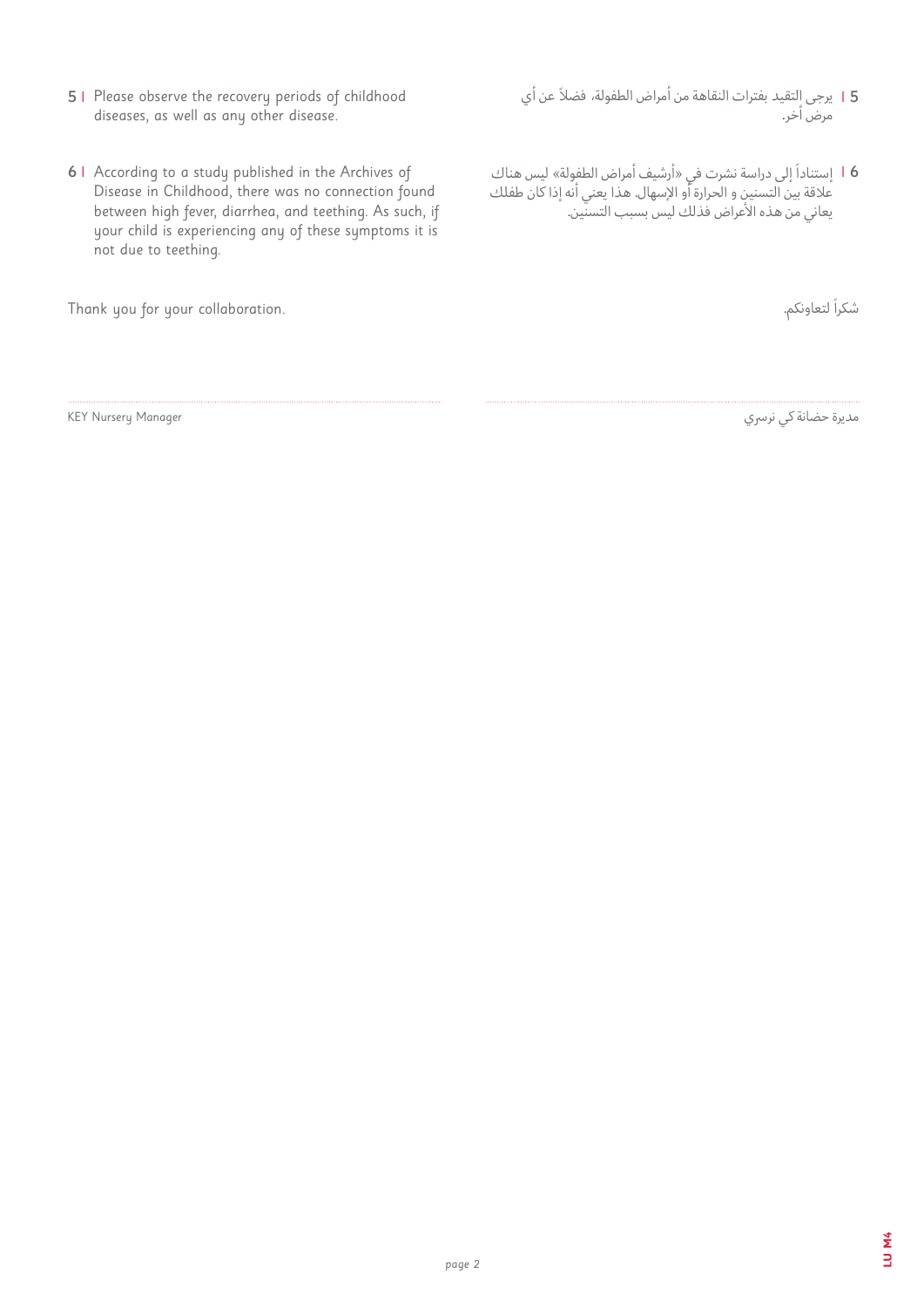5 | Please observe the recovery periods of childhood diseases, as well as any other disease.

6 | According to a study published in the Archives of Disease in Childhood, there was no connection found between high fever, diarrhea, and teething. As such, if your child is experiencing any of these symptoms it is not due to teething.

Thank you for your collaboration.

KEY Nursery Manager

5 | يرجى التقيد بفترات النقاهة من أمراض الطفولة، فضلاً عن أي مرض آخر.

6 | إستناداً إلى دراسة نشرت في «أرشيف أمراض الطفولة» ليس هناك علاقة بين التسنين و الحرارة أو الإسهال. هذا يعني أنه إذا كان طفلك يعاني من هذه الأعراض فذلك ليس بسبب التسنين.

شكراً لتعاونكم.

مديرة حضانة كي نرسري